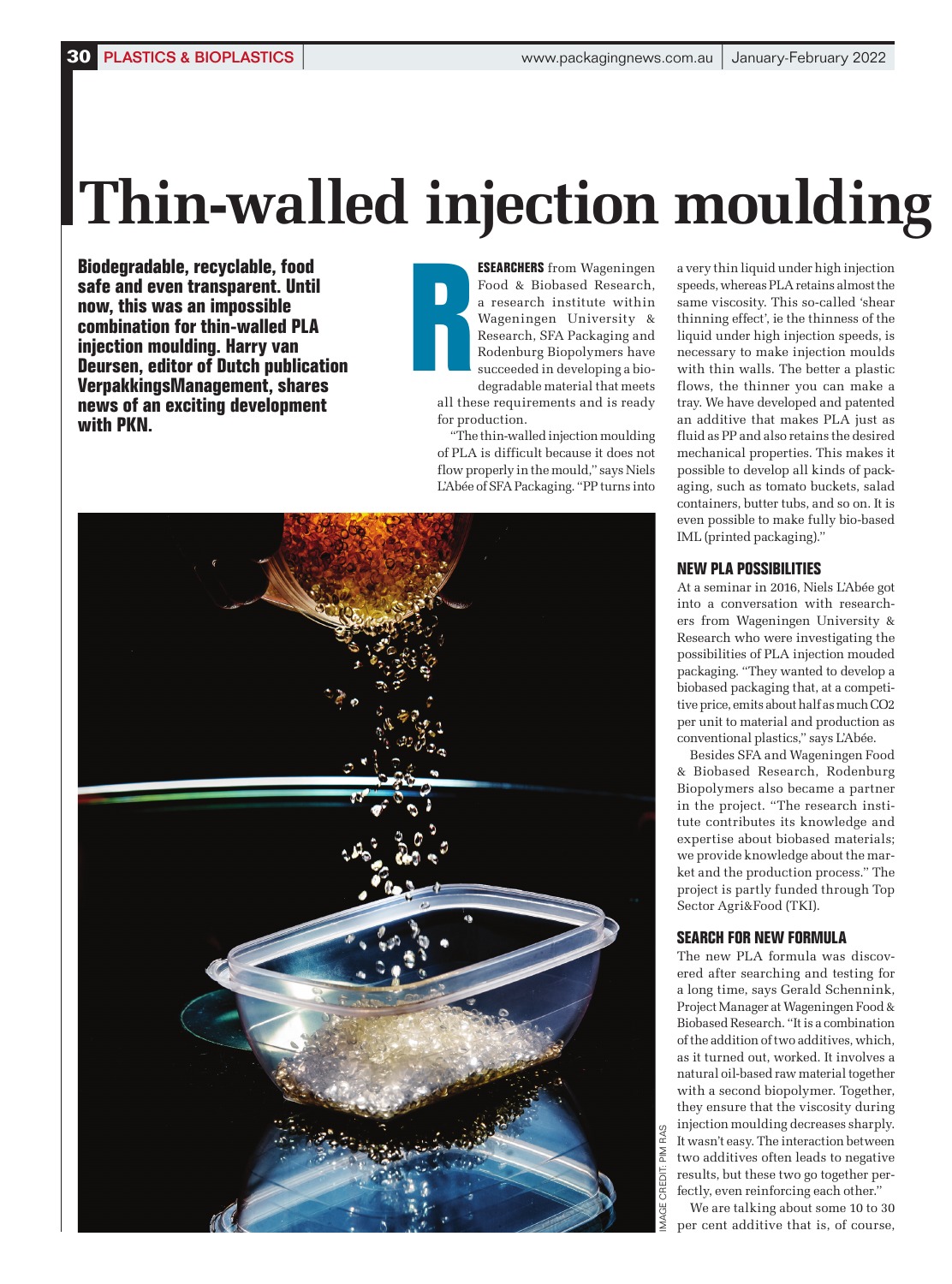# Thin-walled injection moulding

**Biodegradable, recyclable, food safe and even transparent. Until now, this was an impossible combination for thin-walled PLA injection moulding. Harry van Deursen, editor of Dutch publication VerpakkingsManagement, shares news of an exciting development with PKN.**

**RESEARCHERS** from Wageningen Food & Biobased Research, a research institute within Wageningen University & Research, SFA Packaging and Rodenburg Biopolymers have succeeded in developing a biodegradable material that meets all these requirements and is ready for production.

"The thin-walled injection moulding of PLA is difficult because it does not flow properly in the mould," says Niels L'Abée of SFA Packaging. "PP turns into a very thin liquid under high injection speeds, whereas PLA retains almost the same viscosity. This so-called 'shear thinning effect', ie the thinness of the liquid under high injection speeds, is necessary to make injection moulds with thin walls. The better a plastic flows, the thinner you can make a tray. We have developed and patented an additive that makes PLA just as fluid as PP and also retains the desired mechanical properties. This makes it possible to develop all kinds of packaging, such as tomato buckets, salad containers, butter tubs, and so on. It is even possible to make fully bio-based IML (printed packaging)."

IMAGE CREDIT: PIM RAS

## NEW PLA POSSIBILITIES

At a seminar in 2016, Niels L'Abée got into a conversation with researchers from Wageningen University & Research who were investigating the possibilities of PLA injection mouded packaging. "They wanted to develop a biobased packaging that, at a competitive price, emits about half as much $CO_2$ per unit to material and production as conventional plastics," says L'Abée.

Besides SFA and Wageningen Food & Biobased Research, Rodenburg Biopolymers also became a partner in the project. "The research institute contributes its knowledge and expertise about biobased materials; we provide knowledge about the market and the production process." The project is partly funded through Top Sector Agri&Food (TKI).

## SEARCH FOR NEW FORMULA

The new PLA formula was discovered after searching and testing for a long time, says Gerald Schennink, Project Manager at Wageningen Food & Biobased Research. "It is a combination of the addition of two additives, which, as it turned out, worked. It involves a natural oil-based raw material together with a second biopolymer. Together, they ensure that the viscosity during injection moulding decreases sharply. It wasn't easy. The interaction between two additives often leads to negative results, but these two go together perfectly, even reinforcing each other."

We are talking about some 10 to 30 per cent additive that is, of course,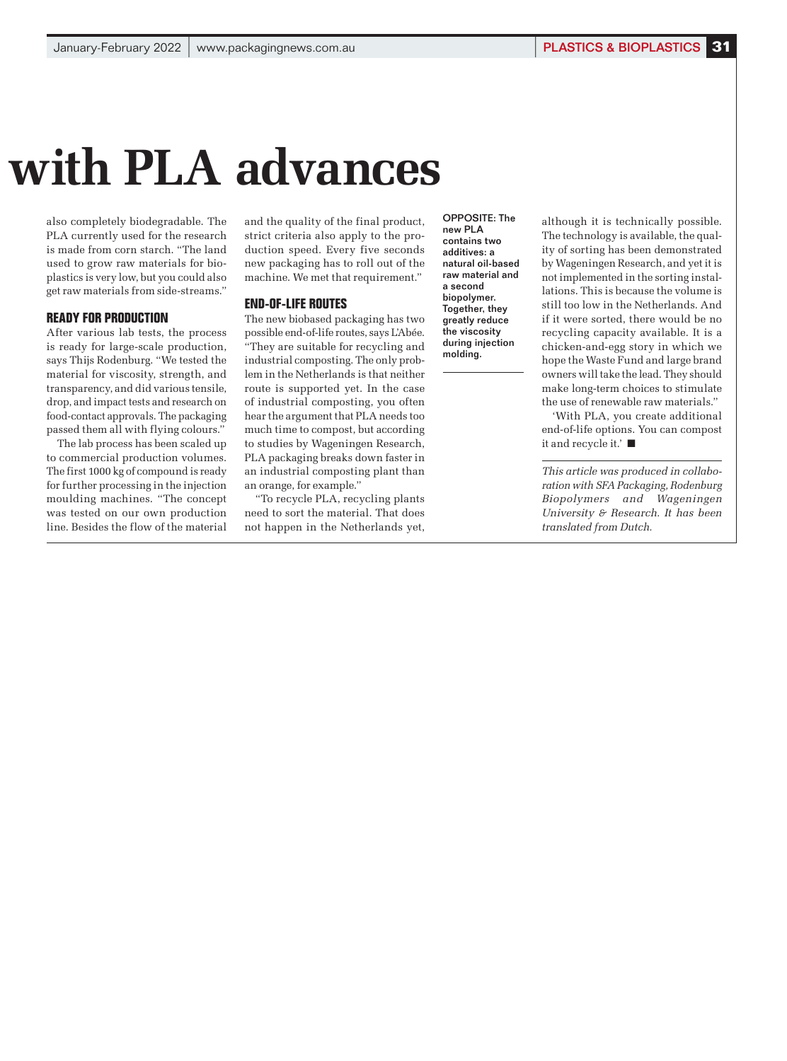# with PLA advances

also completely biodegradable. The PLA currently used for the research is made from corn starch. "The land used to grow raw materials for bioplastics is very low, but you could also get raw materials from side-streams."

### READY FOR PRODUCTION

After various lab tests, the process is ready for large-scale production, says Thijs Rodenburg. "We tested the material for viscosity, strength, and transparency, and did various tensile, drop, and impact tests and research on food-contact approvals. The packaging passed them all with flying colours."

The lab process has been scaled up to commercial production volumes. The first 1000 kg of compound is ready for further processing in the injection moulding machines. "The concept was tested on our own production line. Besides the flow of the material and the quality of the final product, strict criteria also apply to the production speed. Every five seconds new packaging has to roll out of the machine. We met that requirement."

### END-OF-LIFE ROUTES

The new biobased packaging has two possible end-of-life routes, says L'Abée. "They are suitable for recycling and industrial composting. The only problem in the Netherlands is that neither route is supported yet. In the case of industrial composting, you often hear the argument that PLA needs too much time to compost, but according to studies by Wageningen Research, PLA packaging breaks down faster in an industrial composting plant than an orange, for example."

"To recycle PLA, recycling plants need to sort the material. That does not happen in the Netherlands yet, although it is technically possible. The technology is available, the quality of sorting has been demonstrated by Wageningen Research, and yet it is not implemented in the sorting installations. This is because the volume is still too low in the Netherlands. And if it were sorted, there would be no recycling capacity available. It is a chicken-and-egg story in which we hope the Waste Fund and large brand owners will take the lead. They should make long-term choices to stimulate the use of renewable raw materials."

'With PLA, you create additional end-of-life options. You can compost it and recycle it.' ■

**OPPOSITE: The new PLA contains two additives: a natural oil-based raw material and a second biopolymer. Together, they greatly reduce the viscosity during injection molding.**

*This article was produced in collaboration with SFA Packaging, Rodenburg Biopolymers and Wageningen University & Research. It has been translated from Dutch.*